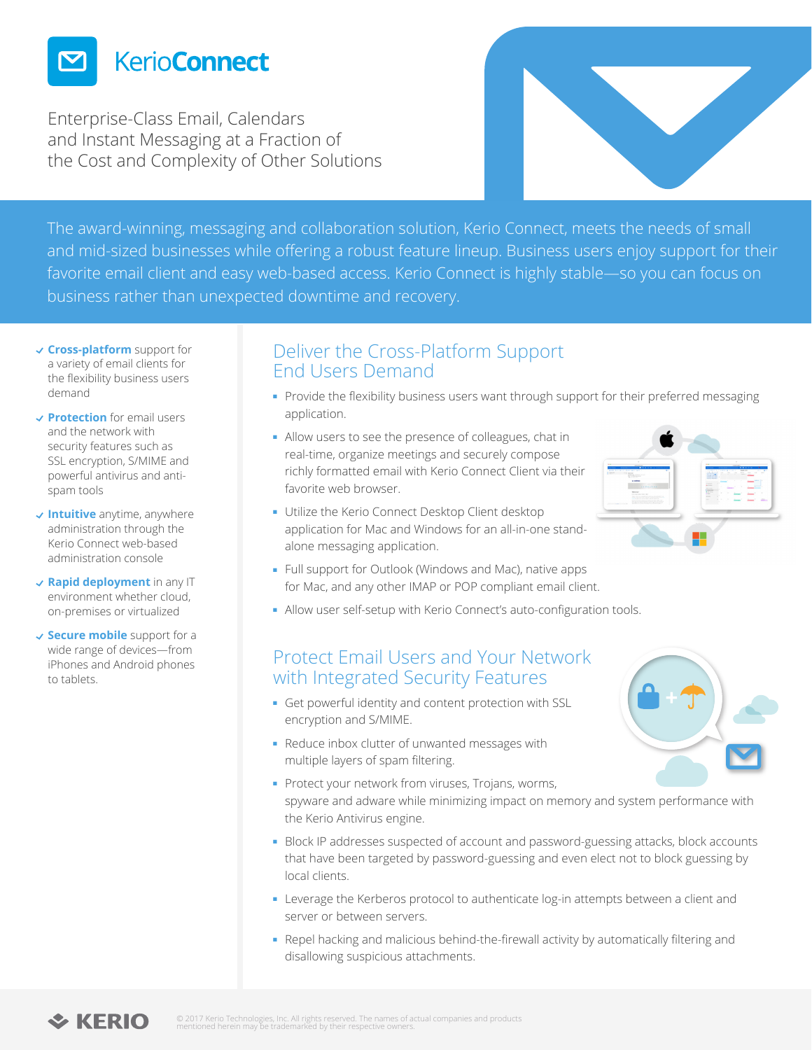# KerioConnect

## Enterprise-Class Email, Calendars and Instant Messaging at a Fraction of the Cost and Complexity of Other Solutions

The award-winning, messaging and collaboration solution, Kerio Connect, meets the needs of small and mid-sized businesses while offering a robust feature lineup. Business users enjoy support for their favorite email client and easy web-based access. Kerio Connect is highly stable—so you can focus on business rather than unexpected downtime and recovery.

- **Cross-platform** support for a variety of email clients for the flexibility business users demand
- **Protection** for email users and the network with security features such as SSL encryption, S/MIME and powerful antivirus and anti-spam tools
- **Intuitive** anytime, anywhere administration through the Kerio Connect web-based administration console
- **Rapid deployment** in any IT environment whether cloud, on-premises or virtualized
- **Secure mobile** support for a wide range of devices—from iPhones and Android phones to tablets.

## Deliver the Cross-Platform Support End Users Demand

- Provide the flexibility business users want through support for their preferred messaging application.
- Allow users to see the presence of colleagues, chat in real-time, organize meetings and securely compose richly formatted email with Kerio Connect Client via their favorite web browser.
- Utilize the Kerio Connect Desktop Client desktop application for Mac and Windows for an all-in-one stand-alone messaging application.
- Full support for Outlook (Windows and Mac), native apps for Mac, and any other IMAP or POP compliant email client.
- Allow user self-setup with Kerio Connect's auto-configuration tools.

## Protect Email Users and Your Network with Integrated Security Features

- Get powerful identity and content protection with SSL encryption and S/MIME.
- Reduce inbox clutter of unwanted messages with multiple layers of spam filtering.
- Protect your network from viruses, Trojans, worms, spyware and adware while minimizing impact on memory and system performance with the Kerio Antivirus engine.
- Block IP addresses suspected of account and password-guessing attacks, block accounts that have been targeted by password-guessing and even elect not to block guessing by local clients.
- Leverage the Kerberos protocol to authenticate log-in attempts between a client and server or between servers.
- Repel hacking and malicious behind-the-firewall activity by automatically filtering and disallowing suspicious attachments.

KERIO

© 2017 Kerio Technologies, Inc. All rights reserved. The names of actual companies and products mentioned herein may be trademarked by their respective owners.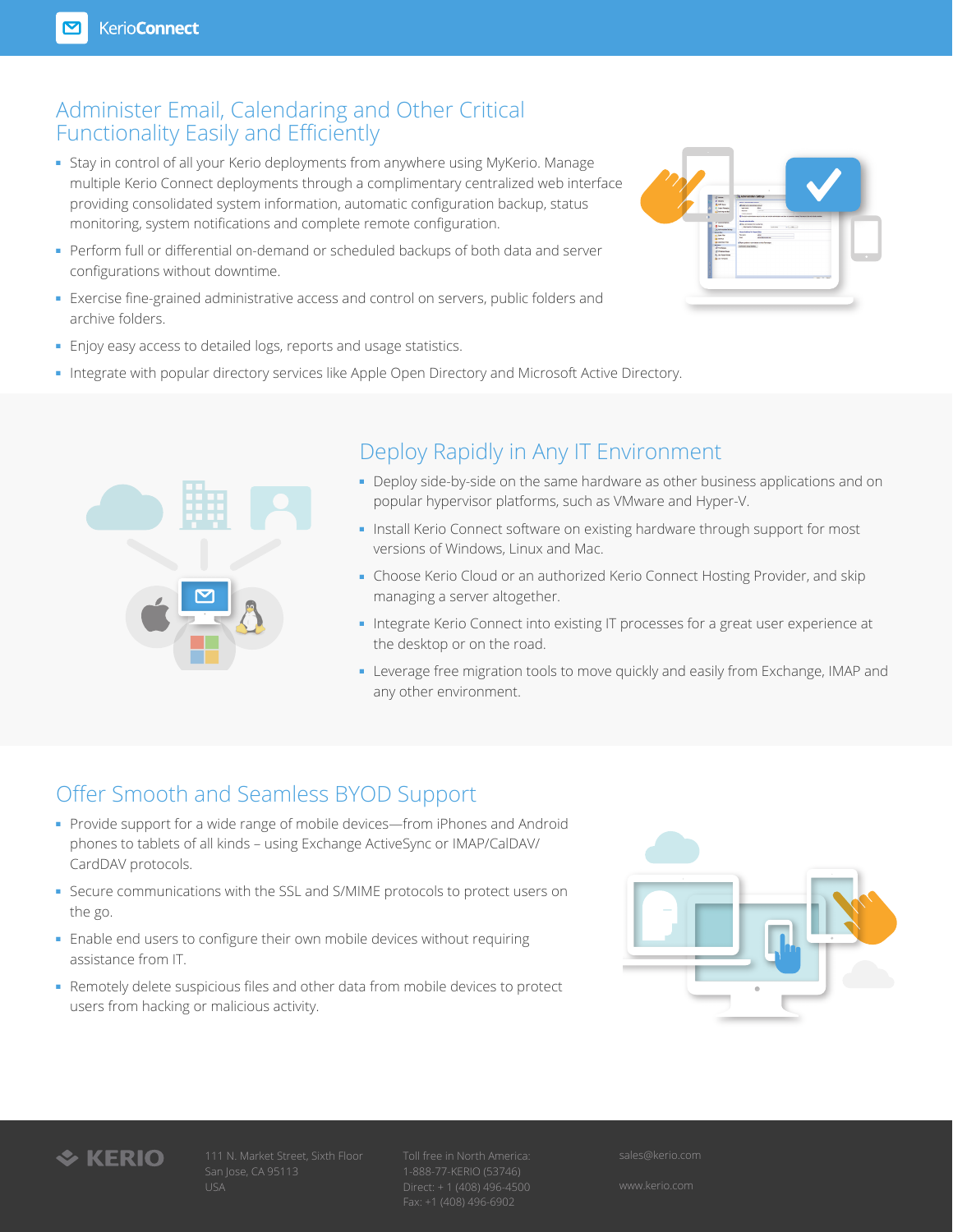## Administer Email, Calendaring and Other Critical Functionality Easily and Efficiently

- Stay in control of all your Kerio deployments from anywhere using MyKerio. Manage multiple Kerio Connect deployments through a complimentary centralized web interface providing consolidated system information, automatic configuration backup, status monitoring, system notifications and complete remote configuration.
- Perform full or differential on-demand or scheduled backups of both data and server configurations without downtime.
- Exercise fine-grained administrative access and control on servers, public folders and archive folders.
- Enjoy easy access to detailed logs, reports and usage statistics.
- Integrate with popular directory services like Apple Open Directory and Microsoft Active Directory.

## Deploy Rapidly in Any IT Environment

- Deploy side-by-side on the same hardware as other business applications and on popular hypervisor platforms, such as VMware and Hyper-V.
- Install Kerio Connect software on existing hardware through support for most versions of Windows, Linux and Mac.
- Choose Kerio Cloud or an authorized Kerio Connect Hosting Provider, and skip managing a server altogether.
- Integrate Kerio Connect into existing IT processes for a great user experience at the desktop or on the road.
- Leverage free migration tools to move quickly and easily from Exchange, IMAP and any other environment.

## Offer Smooth and Seamless BYOD Support

- Provide support for a wide range of mobile devices—from iPhones and Android phones to tablets of all kinds – using Exchange ActiveSync or IMAP/CalDAV/CardDAV protocols.
- Secure communications with the SSL and S/MIME protocols to protect users on the go.
- Enable end users to configure their own mobile devices without requiring assistance from IT.
- Remotely delete suspicious files and other data from mobile devices to protect users from hacking or malicious activity.

KERIO

111 N. Market Street, Sixth Floor
San Jose, CA 95113
USA

Toll free in North America:
1-888-77-KERIO (53746)
Direct: + 1 (408) 496-4500
Fax: +1 (408) 496-6902

sales@kerio.com

www.kerio.com